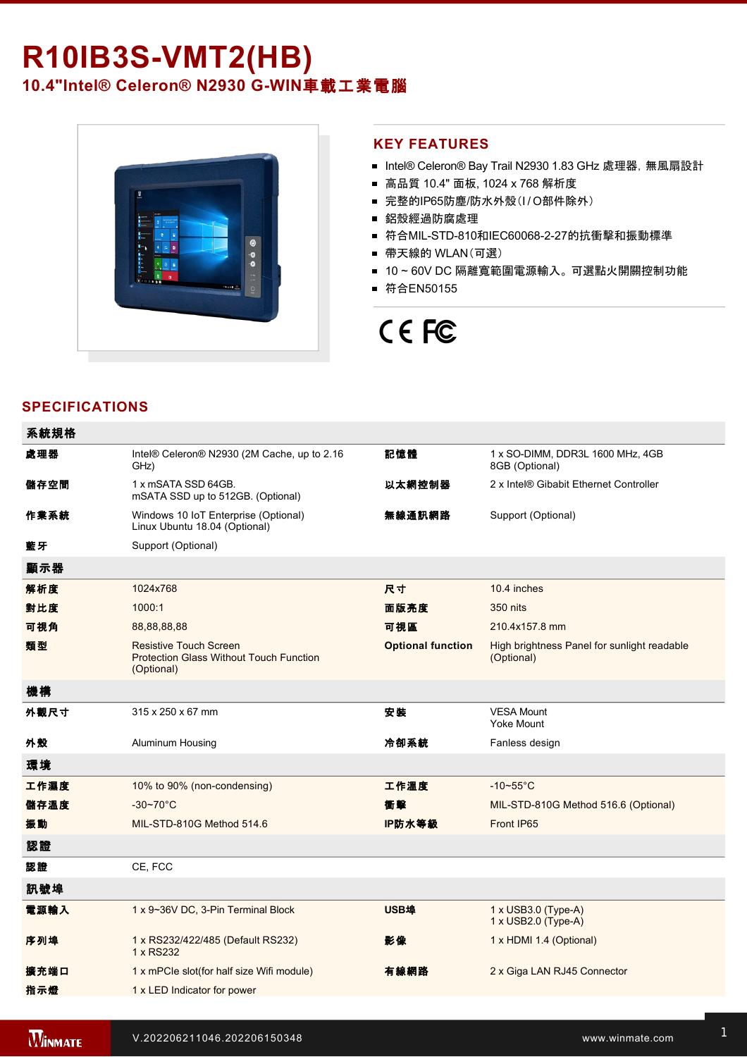# R10IB3S-VMT2(HB)

## 10.4"Intel® Celeron® N2930 G-WIN車載工業電腦

## KEY FEATURES

- Intel® Celeron® Bay Trail N2930 1.83 GHz 處理器, 無風扇設計
- 高品質 10.4" 面板, 1024 x 768 解析度
- 完整的IP65防塵/防水外殼(I / O部件除外)
- 鋁殼經過防腐處理
- 符合MIL-STD-810和IEC60068-2-27的抗衝擊和振動標準
- 帶天線的 WLAN(可選)
- 10 ~ 60V DC 隔離寬範圍電源輸入。可選點火開關控制功能
- 符合EN50155

## SPECIFICATIONS

| 系統規格 | | | |
|---|---|---|---|
| **處理器** | Intel® Celeron® N2930 (2M Cache, up to 2.16 GHz) | **記憶體** | 1 x SO-DIMM, DDR3L 1600 MHz, 4GB<br>8GB (Optional) |
| **儲存空間** | 1 x mSATA SSD 64GB.<br>mSATA SSD up to 512GB. (Optional) | **以太網控制器** | 2 x Intel® Gibabit Ethernet Controller |
| **作業系統** | Windows 10 IoT Enterprise (Optional)<br>Linux Ubuntu 18.04 (Optional) | **無線通訊網路** | Support (Optional) |
| **藍牙** | Support (Optional) | | |
| **顯示器** | | | |
| **解析度** | 1024x768 | **尺寸** | 10.4 inches |
| **對比度** | 1000:1 | **面版亮度** | 350 nits |
| **可視角** | 88,88,88,88 | **可視區** | 210.4x157.8 mm |
| **類型** | Resistive Touch Screen<br>Protection Glass Without Touch Function (Optional) | **Optional function** | High brightness Panel for sunlight readable (Optional) |
| **機構** | | | |
| **外觀尺寸** | 315 x 250 x 67 mm | **安裝** | VESA Mount<br>Yoke Mount |
| **外殼** | Aluminum Housing | **冷卻系統** | Fanless design |
| **環境** | | | |
| **工作濕度** | 10% to 90% (non-condensing) | **工作溫度** | -10~55°C |
| **儲存溫度** | -30~70°C | **衝擊** | MIL-STD-810G Method 516.6 (Optional) |
| **振動** | MIL-STD-810G Method 514.6 | **IP防水等級** | Front IP65 |
| **認證** | | | |
| **認證** | CE, FCC | | |
| **訊號埠** | | | |
| **電源輸入** | 1 x 9~36V DC, 3-Pin Terminal Block | **USB埠** | 1 x USB3.0 (Type-A)<br>1 x USB2.0 (Type-A) |
| **序列埠** | 1 x RS232/422/485 (Default RS232)<br>1 x RS232 | **影像** | 1 x HDMI 1.4 (Optional) |
| **擴充端口** | 1 x mPCIe slot(for half size Wifi module) | **有線網路** | 2 x Giga LAN RJ45 Connector |
| **指示燈** | 1 x LED Indicator for power | | |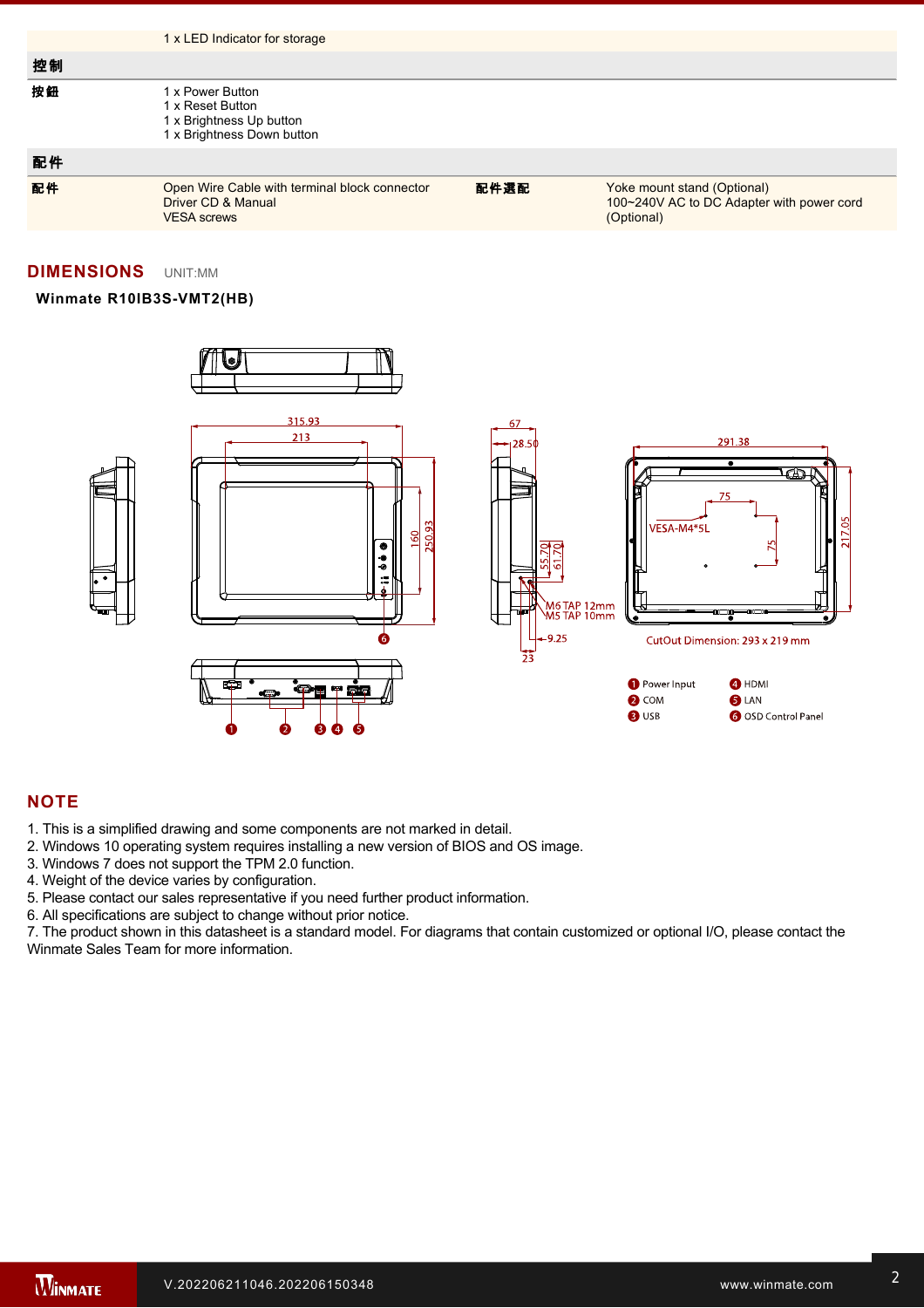| | | | |
|---|---|---|---|
| | 1 x LED Indicator for storage | | |
| **控制** | | | |
| **按鈕** | 1 x Power Button<br>1 x Reset Button<br>1 x Brightness Up button<br>1 x Brightness Down button | | |
| **配件** | | | |
| **配件** | Open Wire Cable with terminal block connector<br>Driver CD & Manual<br>VESA screws | **配件選配** | Yoke mount stand (Optional)<br>100~240V AC to DC Adapter with power cord (Optional) |

## DIMENSIONS

UNIT:MM

**Winmate R10IB3S-VMT2(HB)**

315.93
213
160
250.93
67
28.50
55.70
61.70
M6 TAP 12mm
M5 TAP 10mm
9.25
23
291.38
75
VESA-M4*5L
75
217.05
CutOut Dimension: 293 x 219 mm

1 Power Input
2 COM
3 USB
4 HDMI
5 LAN
6 OSD Control Panel

## NOTE

1. This is a simplified drawing and some components are not marked in detail.
2. Windows 10 operating system requires installing a new version of BIOS and OS image.
3. Windows 7 does not support the TPM 2.0 function.
4. Weight of the device varies by configuration.
5. Please contact our sales representative if you need further product information.
6. All specifications are subject to change without prior notice.
7. The product shown in this datasheet is a standard model. For diagrams that contain customized or optional I/O, please contact the Winmate Sales Team for more information.